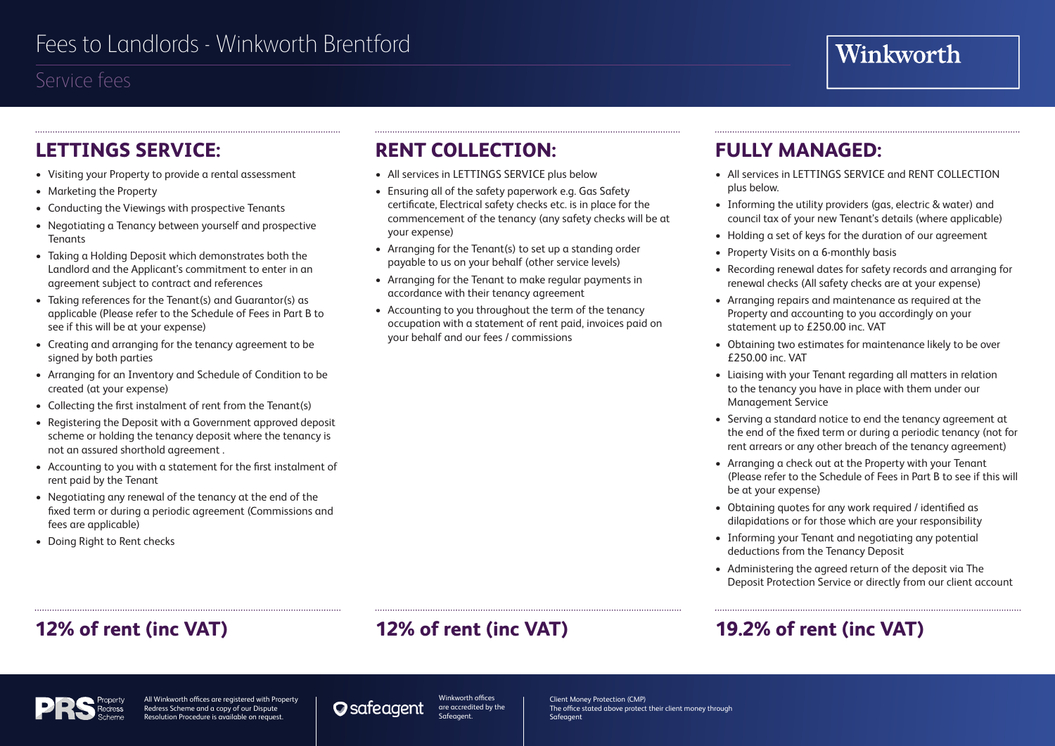# Fees to Landlords - Winkworth Brentford

## Service fees

Winkworth

## LETTINGS SERVICE:

- Visiting your Property to provide a rental assessment
- Marketing the Property
- Conducting the Viewings with prospective Tenants
- Negotiating a Tenancy between yourself and prospective Tenants
- Taking a Holding Deposit which demonstrates both the Landlord and the Applicant's commitment to enter in an agreement subject to contract and references
- Taking references for the Tenant(s) and Guarantor(s) as applicable (Please refer to the Schedule of Fees in Part B to see if this will be at your expense)
- Creating and arranging for the tenancy agreement to be signed by both parties
- Arranging for an Inventory and Schedule of Condition to be created (at your expense)
- Collecting the first instalment of rent from the Tenant(s)
- Registering the Deposit with a Government approved deposit scheme or holding the tenancy deposit where the tenancy is not an assured shorthold agreement .
- Accounting to you with a statement for the first instalment of rent paid by the Tenant
- Negotiating any renewal of the tenancy at the end of the fixed term or during a periodic agreement (Commissions and fees are applicable)
- Doing Right to Rent checks

**12% of rent (inc VAT)**

## RENT COLLECTION:

- All services in LETTINGS SERVICE plus below
- Ensuring all of the safety paperwork e.g. Gas Safety certificate, Electrical safety checks etc. is in place for the commencement of the tenancy (any safety checks will be at your expense)
- Arranging for the Tenant(s) to set up a standing order payable to us on your behalf (other service levels)
- Arranging for the Tenant to make regular payments in accordance with their tenancy agreement
- Accounting to you throughout the term of the tenancy occupation with a statement of rent paid, invoices paid on your behalf and our fees / commissions

**12% of rent (inc VAT)**

## FULLY MANAGED:

- All services in LETTINGS SERVICE and RENT COLLECTION plus below.
- Informing the utility providers (gas, electric & water) and council tax of your new Tenant's details (where applicable)
- Holding a set of keys for the duration of our agreement
- Property Visits on a 6-monthly basis
- Recording renewal dates for safety records and arranging for renewal checks (All safety checks are at your expense)
- Arranging repairs and maintenance as required at the Property and accounting to you accordingly on your statement up to £250.00 inc. VAT
- Obtaining two estimates for maintenance likely to be over £250.00 inc. VAT
- Liaising with your Tenant regarding all matters in relation to the tenancy you have in place with them under our Management Service
- Serving a standard notice to end the tenancy agreement at the end of the fixed term or during a periodic tenancy (not for rent arrears or any other breach of the tenancy agreement)
- Arranging a check out at the Property with your Tenant (Please refer to the Schedule of Fees in Part B to see if this will be at your expense)
- Obtaining quotes for any work required / identified as dilapidations or for those which are your responsibility
- Informing your Tenant and negotiating any potential deductions from the Tenancy Deposit
- Administering the agreed return of the deposit via The Deposit Protection Service or directly from our client account

**19.2% of rent (inc VAT)**

PRS Property Redress Scheme — All Winkworth offices are registered with Property Redress Scheme and a copy of our Dispute Resolution Procedure is available on request.

safeagent — Winkworth offices are accredited by the Safeagent.

Client Money Protection (CMP)
The office stated above protect their client money through Safeagent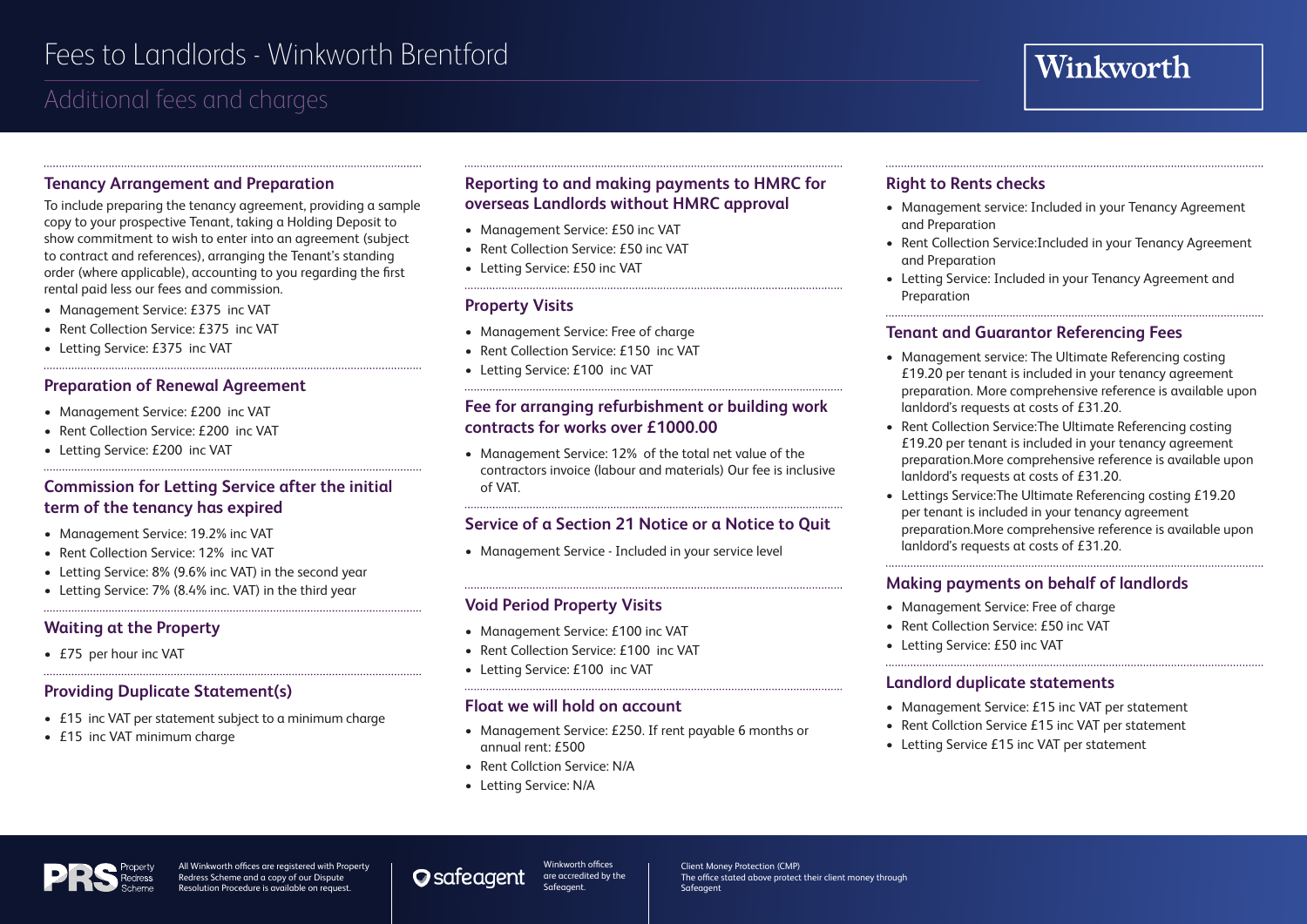# Fees to Landlords - Winkworth Brentford

## Additional fees and charges

### Tenancy Arrangement and Preparation

To include preparing the tenancy agreement, providing a sample copy to your prospective Tenant, taking a Holding Deposit to show commitment to wish to enter into an agreement (subject to contract and references), arranging the Tenant's standing order (where applicable), accounting to you regarding the first rental paid less our fees and commission.

- Management Service: £375 inc VAT
- Rent Collection Service: £375 inc VAT
- Letting Service: £375 inc VAT

### Preparation of Renewal Agreement

- Management Service: £200 inc VAT
- Rent Collection Service: £200 inc VAT
- Letting Service: £200 inc VAT

### Commission for Letting Service after the initial term of the tenancy has expired

- Management Service: 19.2% inc VAT
- Rent Collection Service: 12% inc VAT
- Letting Service: 8% (9.6% inc VAT) in the second year
- Letting Service: 7% (8.4% inc. VAT) in the third year

### Waiting at the Property

- £75 per hour inc VAT

### Providing Duplicate Statement(s)

- £15 inc VAT per statement subject to a minimum charge
- £15 inc VAT minimum charge

### Reporting to and making payments to HMRC for overseas Landlords without HMRC approval

- Management Service: £50 inc VAT
- Rent Collection Service: £50 inc VAT
- Letting Service: £50 inc VAT

### Property Visits

- Management Service: Free of charge
- Rent Collection Service: £150 inc VAT
- Letting Service: £100 inc VAT

### Fee for arranging refurbishment or building work contracts for works over £1000.00

- Management Service: 12% of the total net value of the contractors invoice (labour and materials) Our fee is inclusive of VAT.

### Service of a Section 21 Notice or a Notice to Quit

- Management Service - Included in your service level

### Void Period Property Visits

- Management Service: £100 inc VAT
- Rent Collection Service: £100 inc VAT
- Letting Service: £100 inc VAT

### Float we will hold on account

- Management Service: £250. If rent payable 6 months or annual rent: £500
- Rent Collction Service: N/A
- Letting Service: N/A

### Right to Rents checks

- Management service: Included in your Tenancy Agreement and Preparation
- Rent Collection Service:Included in your Tenancy Agreement and Preparation
- Letting Service: Included in your Tenancy Agreement and Preparation

### Tenant and Guarantor Referencing Fees

- Management service: The Ultimate Referencing costing £19.20 per tenant is included in your tenancy agreement preparation. More comprehensive reference is available upon lanldord's requests at costs of £31.20.
- Rent Collection Service:The Ultimate Referencing costing £19.20 per tenant is included in your tenancy agreement preparation.More comprehensive reference is available upon lanldord's requests at costs of £31.20.
- Lettings Service:The Ultimate Referencing costing £19.20 per tenant is included in your tenancy agreement preparation.More comprehensive reference is available upon lanldord's requests at costs of £31.20.

### Making payments on behalf of landlords

- Management Service: Free of charge
- Rent Collection Service: £50 inc VAT
- Letting Service: £50 inc VAT

### Landlord duplicate statements

- Management Service: £15 inc VAT per statement
- Rent Collction Service £15 inc VAT per statement
- Letting Service £15 inc VAT per statement

All Winkworth offices are registered with Property Redress Scheme and a copy of our Dispute Resolution Procedure is available on request.

Winkworth offices are accredited by the Safeagent.

Client Money Protection (CMP) The office stated above protect their client money through Safeagent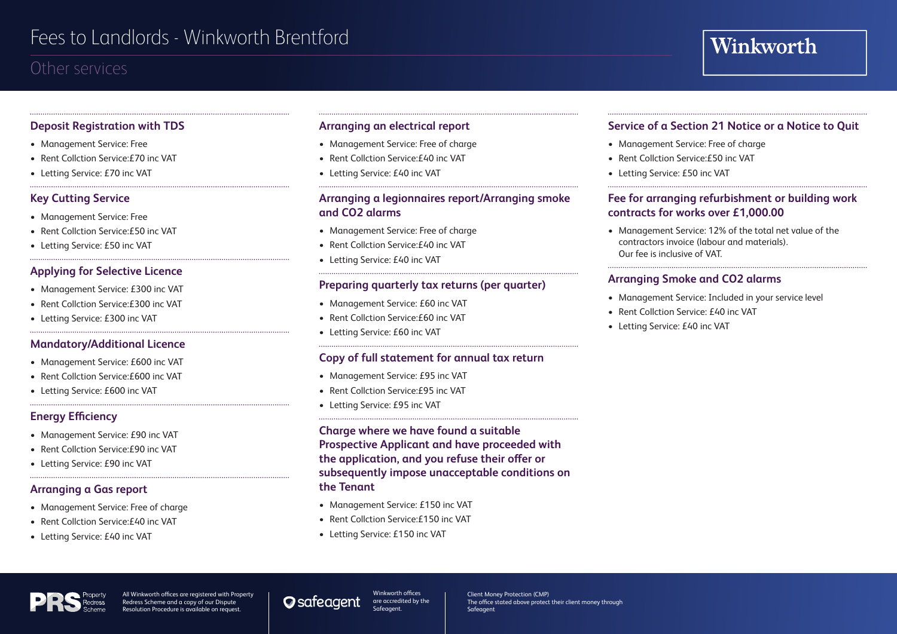# Fees to Landlords - Winkworth Brentford

## Other services

### Deposit Registration with TDS

- Management Service: Free
- Rent Collction Service:£70 inc VAT
- Letting Service: £70 inc VAT

### Key Cutting Service

- Management Service: Free
- Rent Collction Service:£50 inc VAT
- Letting Service: £50 inc VAT

### Applying for Selective Licence

- Management Service: £300 inc VAT
- Rent Collction Service:£300 inc VAT
- Letting Service: £300 inc VAT

### Mandatory/Additional Licence

- Management Service: £600 inc VAT
- Rent Collction Service:£600 inc VAT
- Letting Service: £600 inc VAT

### Energy Efficiency

- Management Service: £90 inc VAT
- Rent Collction Service:£90 inc VAT
- Letting Service: £90 inc VAT

### Arranging a Gas report

- Management Service: Free of charge
- Rent Collction Service:£40 inc VAT
- Letting Service: £40 inc VAT

### Arranging an electrical report

- Management Service: Free of charge
- Rent Collction Service:£40 inc VAT
- Letting Service: £40 inc VAT

### Arranging a legionnaires report/Arranging smoke and CO2 alarms

- Management Service: Free of charge
- Rent Collction Service:£40 inc VAT
- Letting Service: £40 inc VAT

### Preparing quarterly tax returns (per quarter)

- Management Service: £60 inc VAT
- Rent Collction Service:£60 inc VAT
- Letting Service: £60 inc VAT

### Copy of full statement for annual tax return

- Management Service: £95 inc VAT
- Rent Collction Service:£95 inc VAT
- Letting Service: £95 inc VAT

### Charge where we have found a suitable Prospective Applicant and have proceeded with the application, and you refuse their offer or subsequently impose unacceptable conditions on the Tenant

- Management Service: £150 inc VAT
- Rent Collction Service:£150 inc VAT
- Letting Service: £150 inc VAT

### Service of a Section 21 Notice or a Notice to Quit

- Management Service: Free of charge
- Rent Collction Service:£50 inc VAT
- Letting Service: £50 inc VAT

### Fee for arranging refurbishment or building work contracts for works over £1,000.00

- Management Service: 12% of the total net value of the contractors invoice (labour and materials). Our fee is inclusive of VAT.

### Arranging Smoke and CO2 alarms

- Management Service: Included in your service level
- Rent Collction Service: £40 inc VAT
- Letting Service: £40 inc VAT

PRS Property Redress Scheme — All Winkworth offices are registered with Property Redress Scheme and a copy of our Dispute Resolution Procedure is available on request.

safeagent — Winkworth offices are accredited by the Safeagent.

Client Money Protection (CMP) The office stated above protect their client money through Safeagent